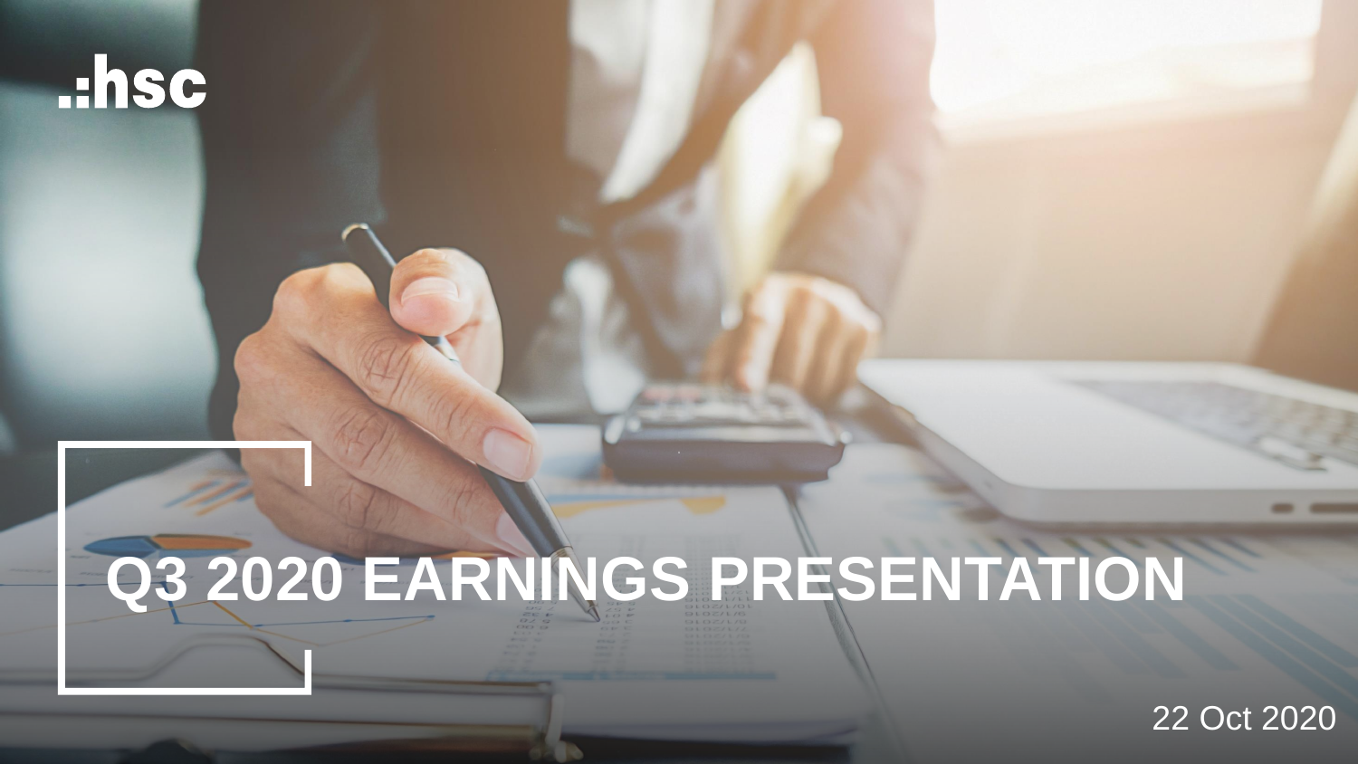.:hsc

# Q3 2020 EARNINGS PRESENTATION

22 Oct 2020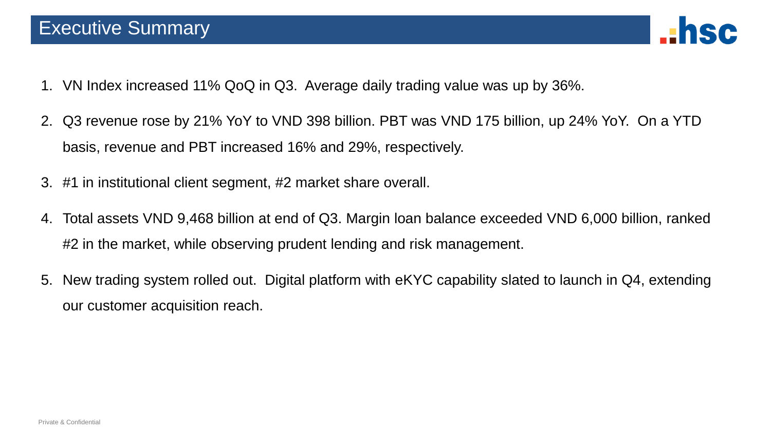# Executive Summary

1. VN Index increased 11% QoQ in Q3. Average daily trading value was up by 36%.
2. Q3 revenue rose by 21% YoY to VND 398 billion. PBT was VND 175 billion, up 24% YoY. On a YTD basis, revenue and PBT increased 16% and 29%, respectively.
3. #1 in institutional client segment, #2 market share overall.
4. Total assets VND 9,468 billion at end of Q3. Margin loan balance exceeded VND 6,000 billion, ranked #2 in the market, while observing prudent lending and risk management.
5. New trading system rolled out. Digital platform with eKYC capability slated to launch in Q4, extending our customer acquisition reach.

Private & Confidential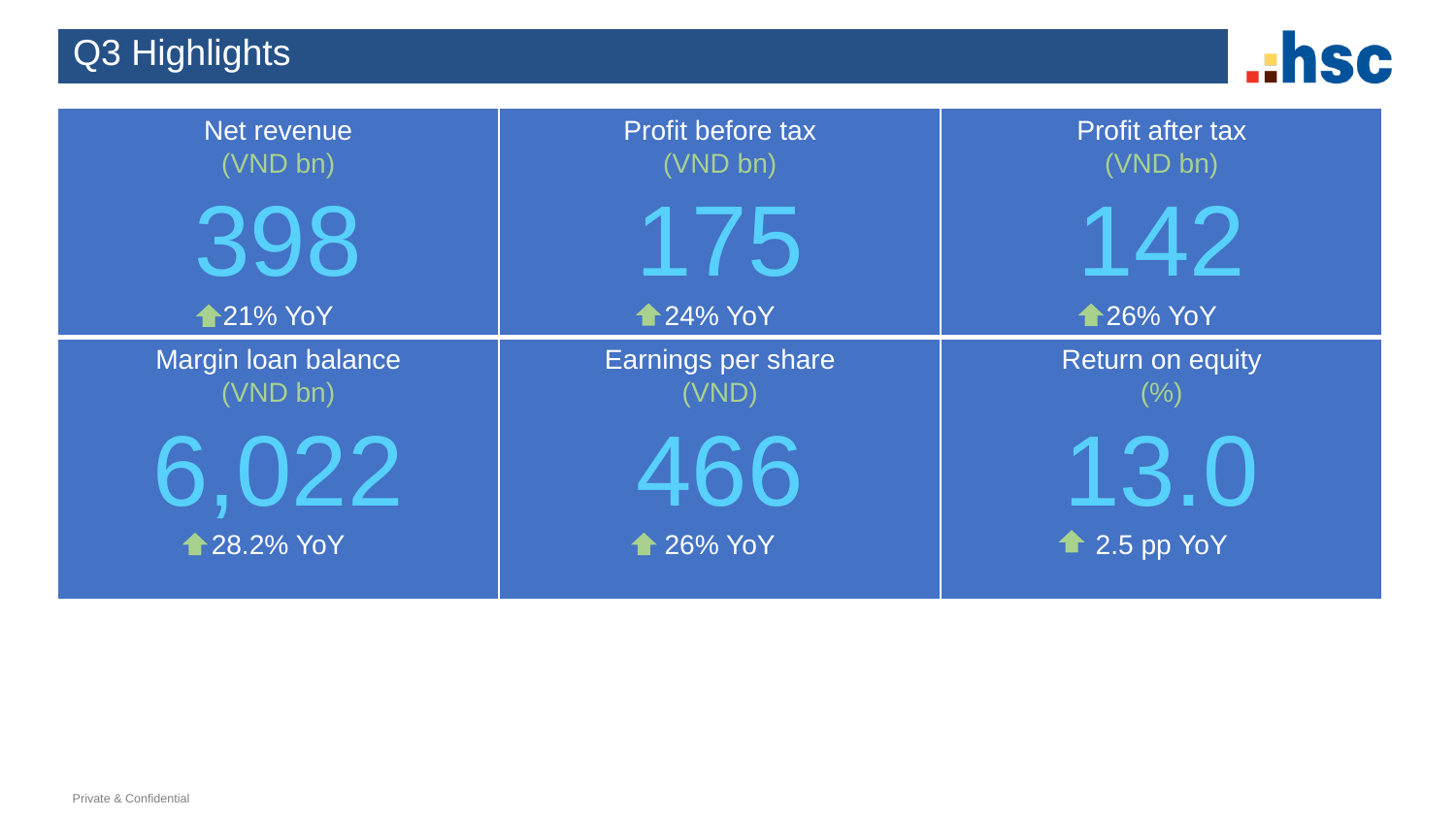# Q3 Highlights

| Net revenue (VND bn) | Profit before tax (VND bn) | Profit after tax (VND bn) |
| --- | --- | --- |
| 398 | 175 | 142 |
| ↑21% YoY | ↑24% YoY | ↑26% YoY |

| Margin loan balance (VND bn) | Earnings per share (VND) | Return on equity (%) |
| --- | --- | --- |
| 6,022 | 466 | 13.0 |
| ↑28.2% YoY | ↑26% YoY | ↑2.5 pp YoY |

Private & Confidential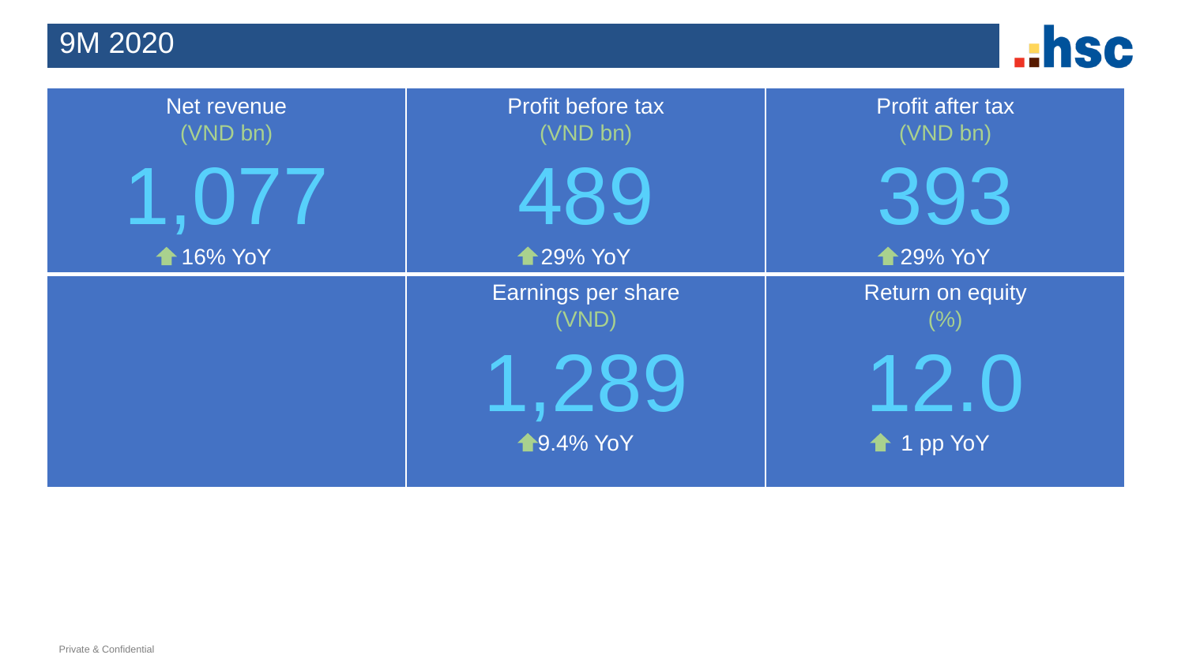# 9M 2020

| Net revenue (VND bn) | Profit before tax (VND bn) | Profit after tax (VND bn) |
| --- | --- | --- |
| 1,077 | 489 | 393 |
| ↑ 16% YoY | ↑ 29% YoY | ↑ 29% YoY |

| | Earnings per share (VND) | Return on equity (%) |
| --- | --- | --- |
| | 1,289 | 12.0 |
| | ↑ 9.4% YoY | ↑ 1 pp YoY |

Private & Confidential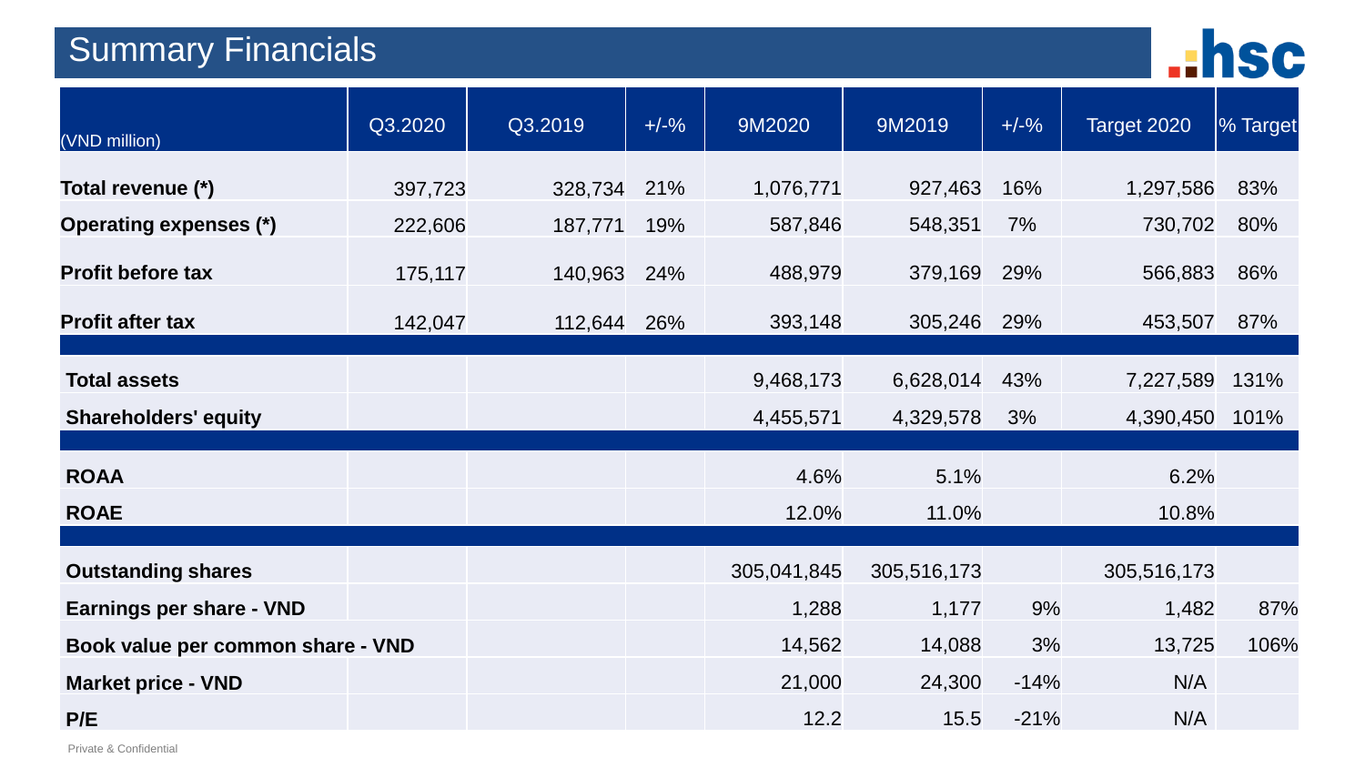# Summary Financials

| (VND million) | Q3.2020 | Q3.2019 | +/-% | 9M2020 | 9M2019 | +/-% | Target 2020 | % Target |
|---|---|---|---|---|---|---|---|---|
| **Total revenue (*)** | 397,723 | 328,734 | 21% | 1,076,771 | 927,463 | 16% | 1,297,586 | 83% |
| **Operating expenses (*)** | 222,606 | 187,771 | 19% | 587,846 | 548,351 | 7% | 730,702 | 80% |
| **Profit before tax** | 175,117 | 140,963 | 24% | 488,979 | 379,169 | 29% | 566,883 | 86% |
| **Profit after tax** | 142,047 | 112,644 | 26% | 393,148 | 305,246 | 29% | 453,507 | 87% |
| | | | | | | | | |
| **Total assets** | | | | 9,468,173 | 6,628,014 | 43% | 7,227,589 | 131% |
| **Shareholders' equity** | | | | 4,455,571 | 4,329,578 | 3% | 4,390,450 | 101% |
| | | | | | | | | |
| **ROAA** | | | | 4.6% | 5.1% | | 6.2% | |
| **ROAE** | | | | 12.0% | 11.0% | | 10.8% | |
| | | | | | | | | |
| **Outstanding shares** | | | | 305,041,845 | 305,516,173 | | 305,516,173 | |
| **Earnings per share - VND** | | | | 1,288 | 1,177 | 9% | 1,482 | 87% |
| **Book value per common share - VND** | | | | 14,562 | 14,088 | 3% | 13,725 | 106% |
| **Market price - VND** | | | | 21,000 | 24,300 | -14% | N/A | |
| **P/E** | | | | 12.2 | 15.5 | -21% | N/A | |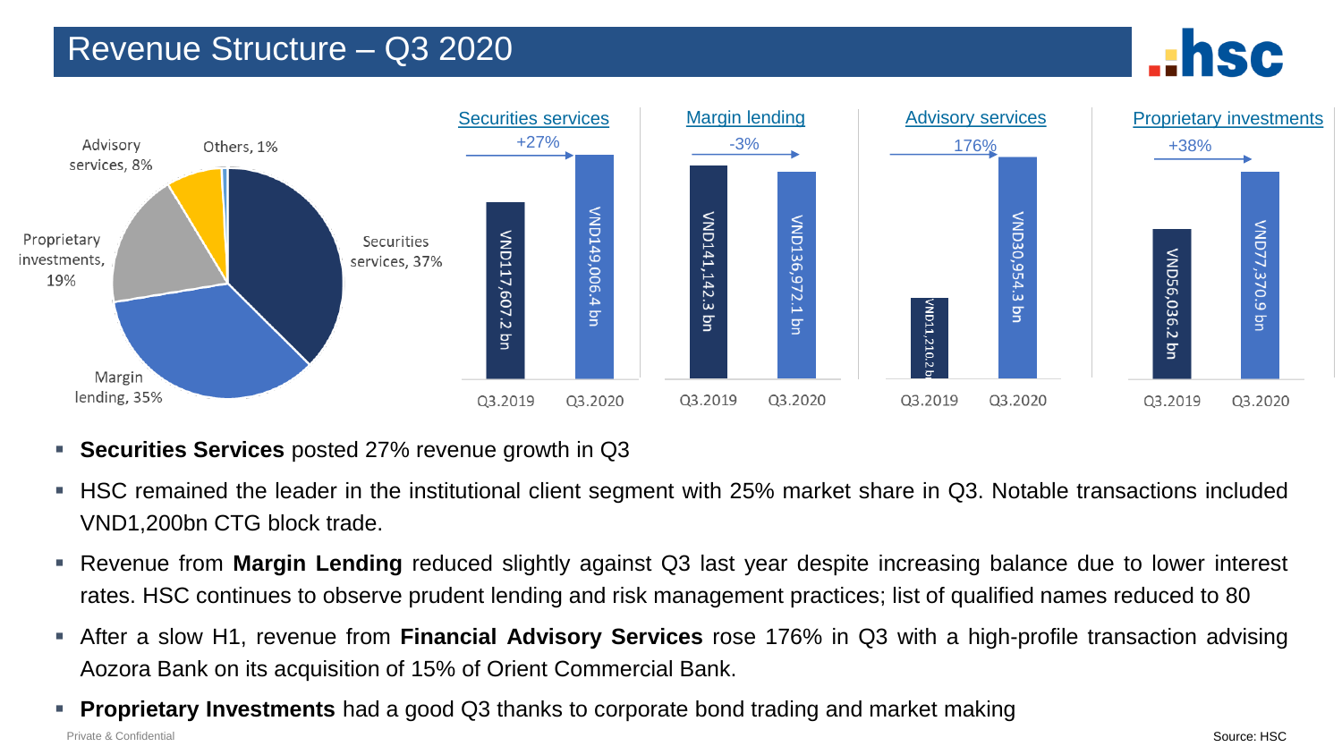# Revenue Structure – Q3 2020

| Segment | Share of revenue |
| --- | --- |
| Securities services | 37% |
| Margin lending | 35% |
| Proprietary investments | 19% |
| Advisory services | 8% |
| Others | 1% |

| | Q3.2019 | Q3.2020 | Change |
| --- | --- | --- | --- |
| Securities services | VND117,607.2 bn | VND149,006.4 bn | +27% |
| Margin lending | VND141,142.3 bn | VND136,972.1 bn | -3% |
| Advisory services | VND11,210.2 bn | VND30,954.3 bn | 176% |
| Proprietary investments | VND56,036.2 bn | VND77,370.9 bn | +38% |

- **Securities Services** posted 27% revenue growth in Q3
- HSC remained the leader in the institutional client segment with 25% market share in Q3. Notable transactions included VND1,200bn CTG block trade.
- Revenue from **Margin Lending** reduced slightly against Q3 last year despite increasing balance due to lower interest rates. HSC continues to observe prudent lending and risk management practices; list of qualified names reduced to 80
- After a slow H1, revenue from **Financial Advisory Services** rose 176% in Q3 with a high-profile transaction advising Aozora Bank on its acquisition of 15% of Orient Commercial Bank.
- **Proprietary Investments** had a good Q3 thanks to corporate bond trading and market making

Source: HSC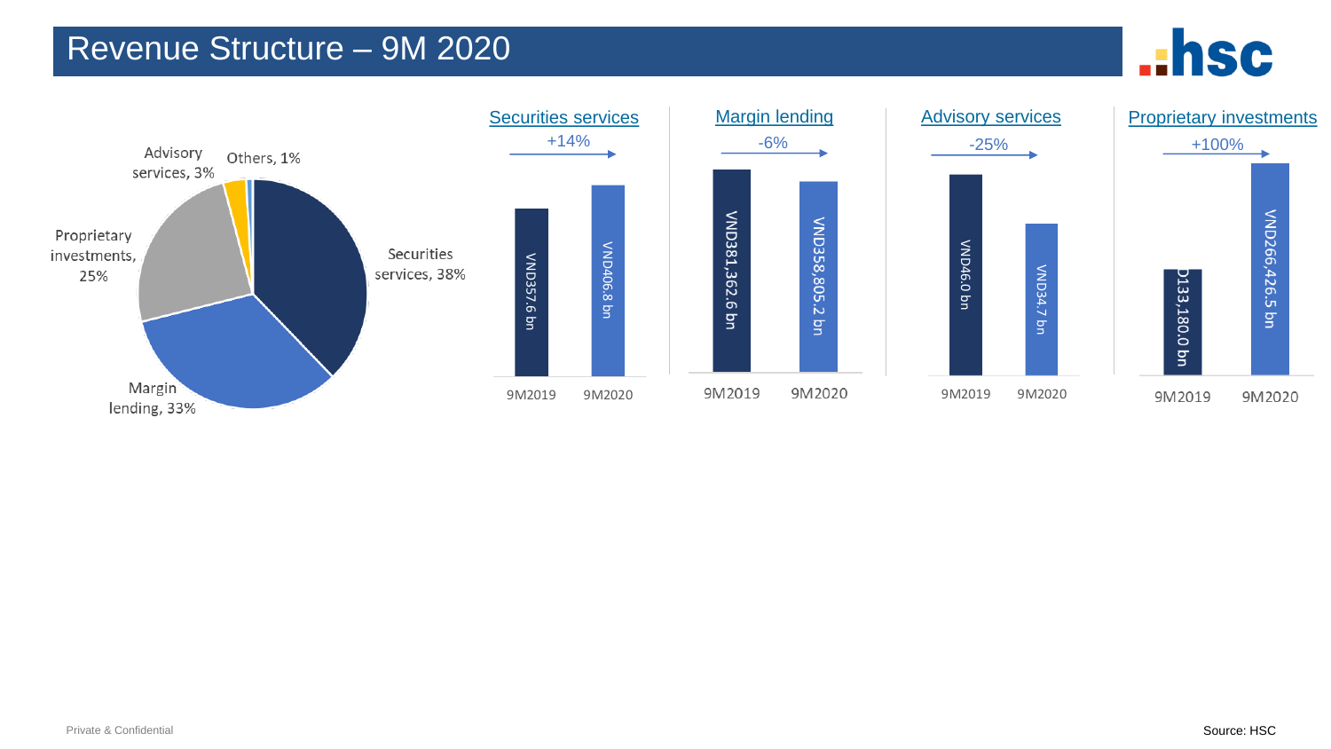# Revenue Structure – 9M 2020

**Revenue structure 9M 2020:**

- Securities services, 38%
- Margin lending, 33%
- Proprietary investments, 25%
- Advisory services, 3%
- Others, 1%

| | 9M2019 | 9M2020 | Change |
|---|---|---|---|
| Securities services | VND357.6 bn | VND406.8 bn | +14% |
| Margin lending | VND381,362.6 bn | VND358,805.2 bn | -6% |
| Advisory services | VND46.0 bn | VND34.7 bn | -25% |
| Proprietary investments | D133,180.0 bn | VND266,426.5 bn | +100% |

Private & Confidential

Source: HSC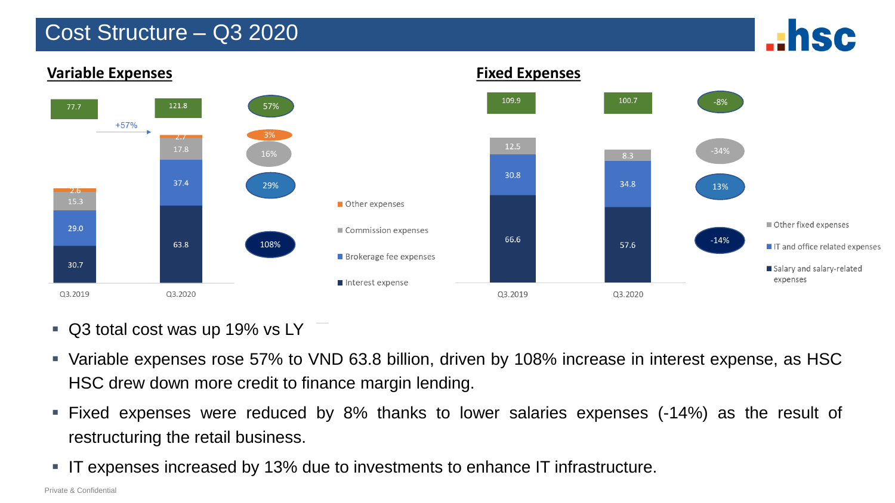# Cost Structure – Q3 2020

## Variable Expenses

| | Q3.2019 | Q3.2020 | Change |
|---|---|---|---|
| Total | 77.7 | 121.8 | 57% |
| Other expenses | 2.6 | 2.7 | 3% |
| Commission expenses | 15.3 | 17.8 | 16% |
| Brokerage fee expenses | 29.0 | 37.4 | 29% |
| Interest expense | 30.7 | 63.8 | 108% |

+57%

## Fixed Expenses

| | Q3.2019 | Q3.2020 | Change |
|---|---|---|---|
| Total | 109.9 | 100.7 | -8% |
| Other fixed expenses | 12.5 | 8.3 | -34% |
| IT and office related expenses | 30.8 | 34.8 | 13% |
| Salary and salary-related expenses | 66.6 | 57.6 | -14% |

- Q3 total cost was up 19% vs LY
- Variable expenses rose 57% to VND 63.8 billion, driven by 108% increase in interest expense, as HSC HSC drew down more credit to finance margin lending.
- Fixed expenses were reduced by 8% thanks to lower salaries expenses (-14%) as the result of restructuring the retail business.
- IT expenses increased by 13% due to investments to enhance IT infrastructure.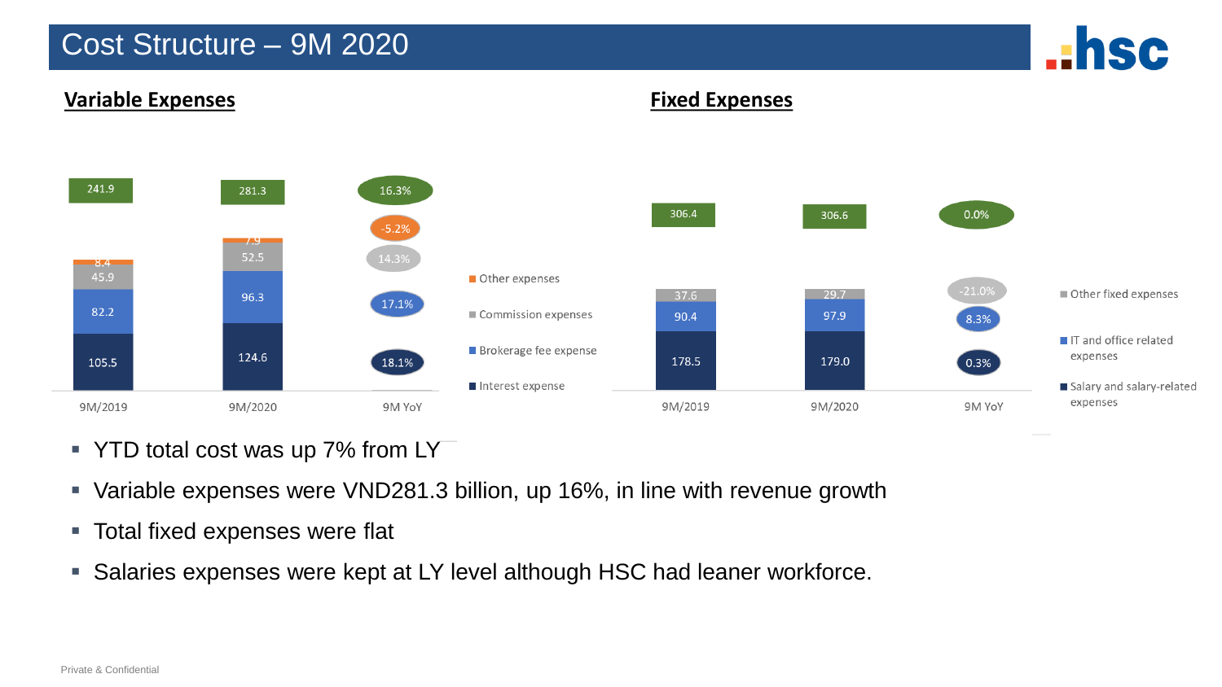# Cost Structure – 9M 2020

## Variable Expenses

| | 9M/2019 | 9M/2020 | 9M YoY |
|---|---|---|---|
| Other expenses | 8.4 | 7.9 | -5.2% |
| Commission expenses | 45.9 | 52.5 | 14.3% |
| Brokerage fee expense | 82.2 | 96.3 | 17.1% |
| Interest expense | 105.5 | 124.6 | 18.1% |
| Total | 241.9 | 281.3 | 16.3% |

## Fixed Expenses

| | 9M/2019 | 9M/2020 | 9M YoY |
|---|---|---|---|
| Other fixed expenses | 37.6 | 29.7 | -21.0% |
| IT and office related expenses | 90.4 | 97.9 | 8.3% |
| Salary and salary-related expenses | 178.5 | 179.0 | 0.3% |
| Total | 306.4 | 306.6 | 0.0% |

- YTD total cost was up 7% from LY
- Variable expenses were VND281.3 billion, up 16%, in line with revenue growth
- Total fixed expenses were flat
- Salaries expenses were kept at LY level although HSC had leaner workforce.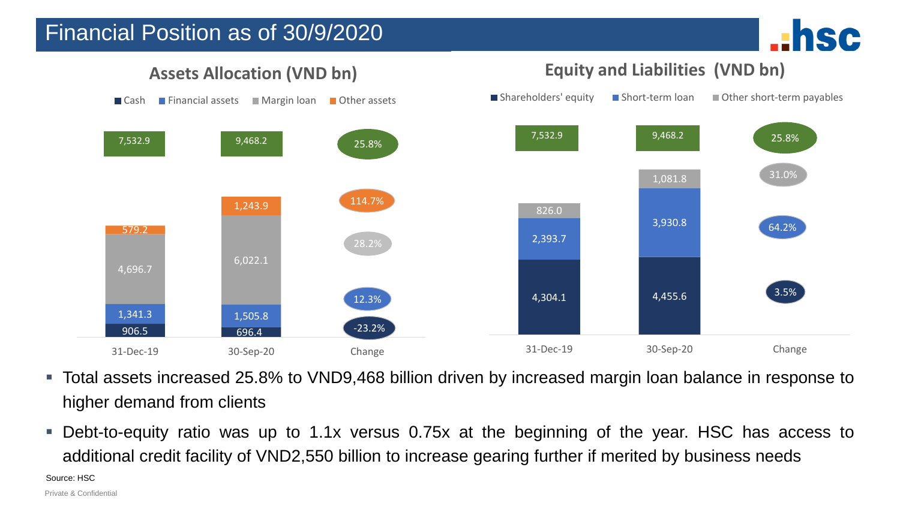# Financial Position as of 30/9/2020

## Assets Allocation (VND bn)

| | 31-Dec-19 | 30-Sep-20 | Change |
|---|---|---|---|
| Total | 7,532.9 | 9,468.2 | 25.8% |
| Other assets | 579.2 | 1,243.9 | 114.7% |
| Margin loan | 4,696.7 | 6,022.1 | 28.2% |
| Financial assets | 1,341.3 | 1,505.8 | 12.3% |
| Cash | 906.5 | 696.4 | -23.2% |

## Equity and Liabilities (VND bn)

| | 31-Dec-19 | 30-Sep-20 | Change |
|---|---|---|---|
| Total | 7,532.9 | 9,468.2 | 25.8% |
| Other short-term payables | 826.0 | 1,081.8 | 31.0% |
| Short-term loan | 2,393.7 | 3,930.8 | 64.2% |
| Shareholders' equity | 4,304.1 | 4,455.6 | 3.5% |

- Total assets increased 25.8% to VND9,468 billion driven by increased margin loan balance in response to higher demand from clients
- Debt-to-equity ratio was up to 1.1x versus 0.75x at the beginning of the year. HSC has access to additional credit facility of VND2,550 billion to increase gearing further if merited by business needs

Source: HSC

Private & Confidential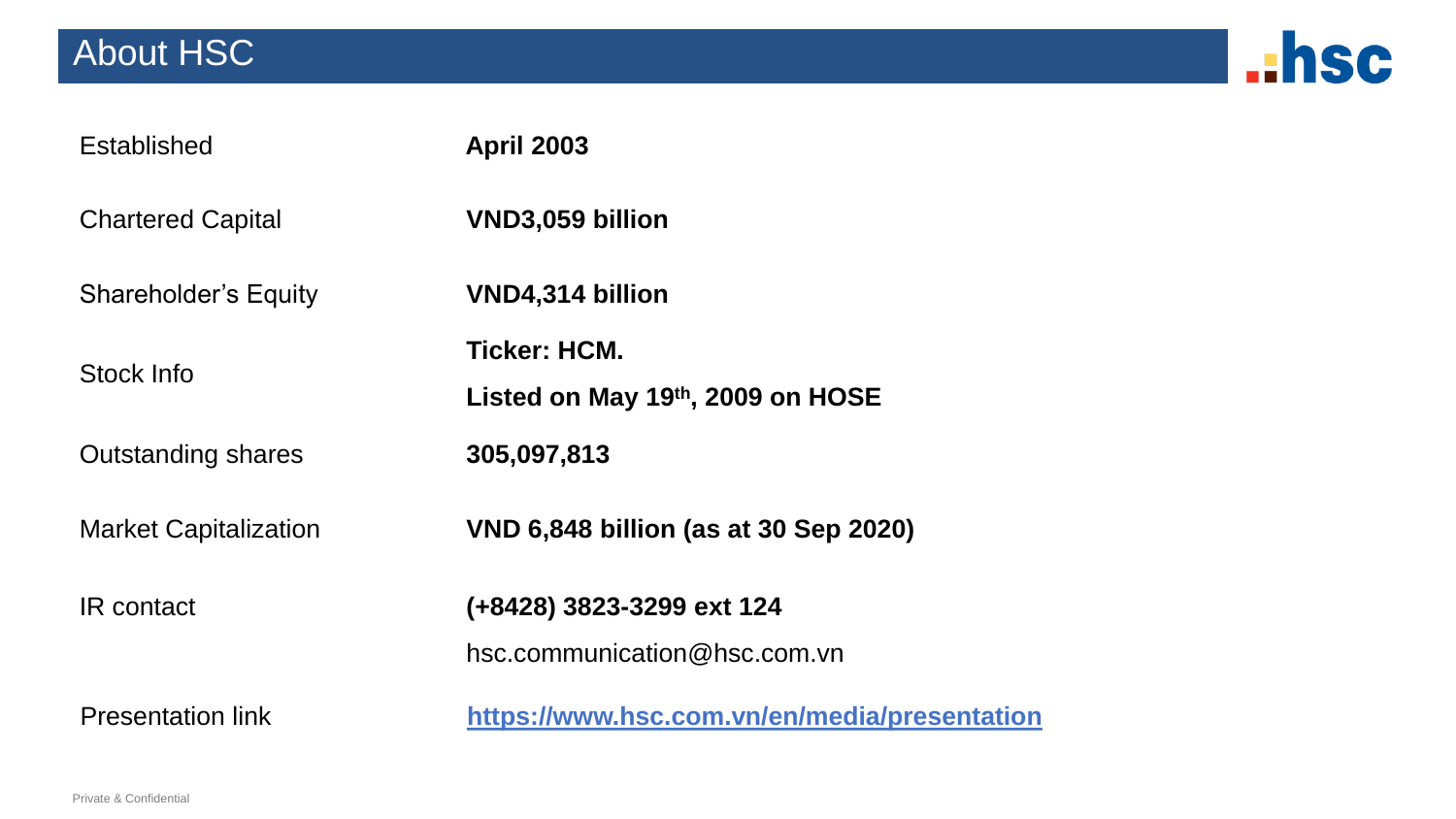# About HSC

| | |
|---|---|
| Established | **April 2003** |
| Chartered Capital | **VND3,059 billion** |
| Shareholder's Equity | **VND4,314 billion** |
| Stock Info | **Ticker: HCM.**<br>**Listed on May 19th, 2009 on HOSE** |
| Outstanding shares | **305,097,813** |
| Market Capitalization | **VND 6,848 billion (as at 30 Sep 2020)** |
| IR contact | **(+8428) 3823-3299 ext 124**<br>hsc.communication@hsc.com.vn |
| Presentation link | **https://www.hsc.com.vn/en/media/presentation** |

Private & Confidential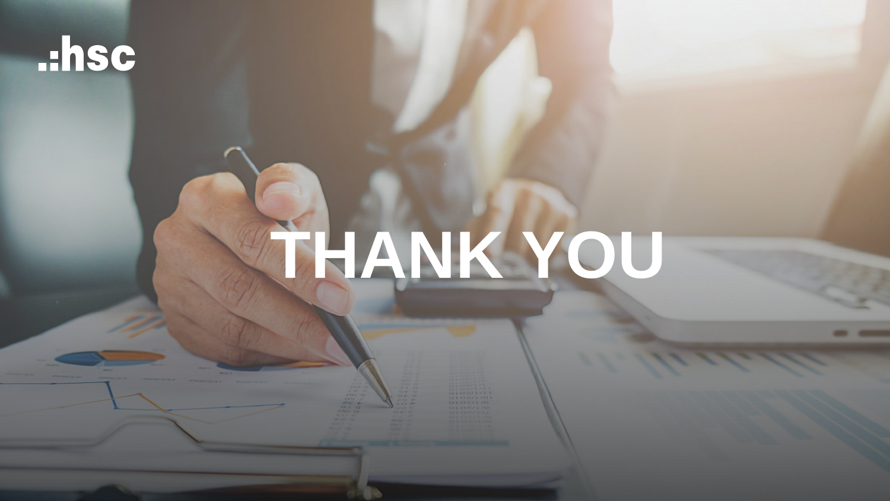.:hsc

# THANK YOU